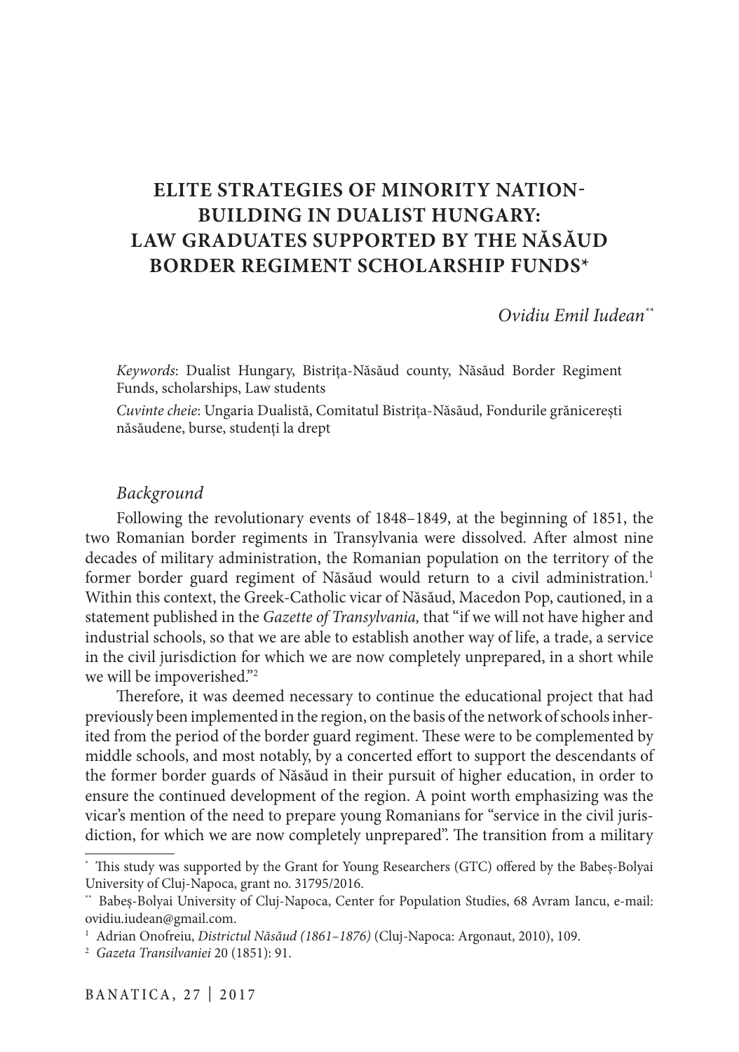# ELITE STRATEGIES OF MINORITY NATION-BUILDING IN DUALIST HUNGARY: LAW GRADUATES SUPPORTED BY THE NĂSĂUD BORDER REGIMENT SCHOLARSHIP FUNDS*

*Ovidiu Emil Iudean***

*Keywords*: Dualist Hungary, Bistrița-Năsăud county, Năsăud Border Regiment Funds, scholarships, Law students

*Cuvinte cheie*: Ungaria Dualistă, Comitatul Bistrița-Năsăud, Fondurile grănicerești năsăudene, burse, studenți la drept

## *Background*

Following the revolutionary events of 1848–1849, at the beginning of 1851, the two Romanian border regiments in Transylvania were dissolved. After almost nine decades of military administration, the Romanian population on the territory of the former border guard regiment of Năsăud would return to a civil administration.[1] Within this context, the Greek-Catholic vicar of Năsăud, Macedon Pop, cautioned, in a statement published in the *Gazette of Transylvania,* that "if we will not have higher and industrial schools, so that we are able to establish another way of life, a trade, a service in the civil jurisdiction for which we are now completely unprepared, in a short while we will be impoverished."[2]

Therefore, it was deemed necessary to continue the educational project that had previously been implemented in the region, on the basis of the network of schools inherited from the period of the border guard regiment. These were to be complemented by middle schools, and most notably, by a concerted effort to support the descendants of the former border guards of Năsăud in their pursuit of higher education, in order to ensure the continued development of the region. A point worth emphasizing was the vicar's mention of the need to prepare young Romanians for "service in the civil jurisdiction, for which we are now completely unprepared". The transition from a military

---

\* This study was supported by the Grant for Young Researchers (GTC) offered by the Babeș-Bolyai University of Cluj-Napoca, grant no. 31795/2016.

\*\* Babeș-Bolyai University of Cluj-Napoca, Center for Population Studies, 68 Avram Iancu, e-mail: ovidiu.iudean@gmail.com.

[1] Adrian Onofreiu, *Districtul Năsăud (1861–1876)* (Cluj-Napoca: Argonaut, 2010), 109.

[2] *Gazeta Transilvaniei* 20 (1851): 91.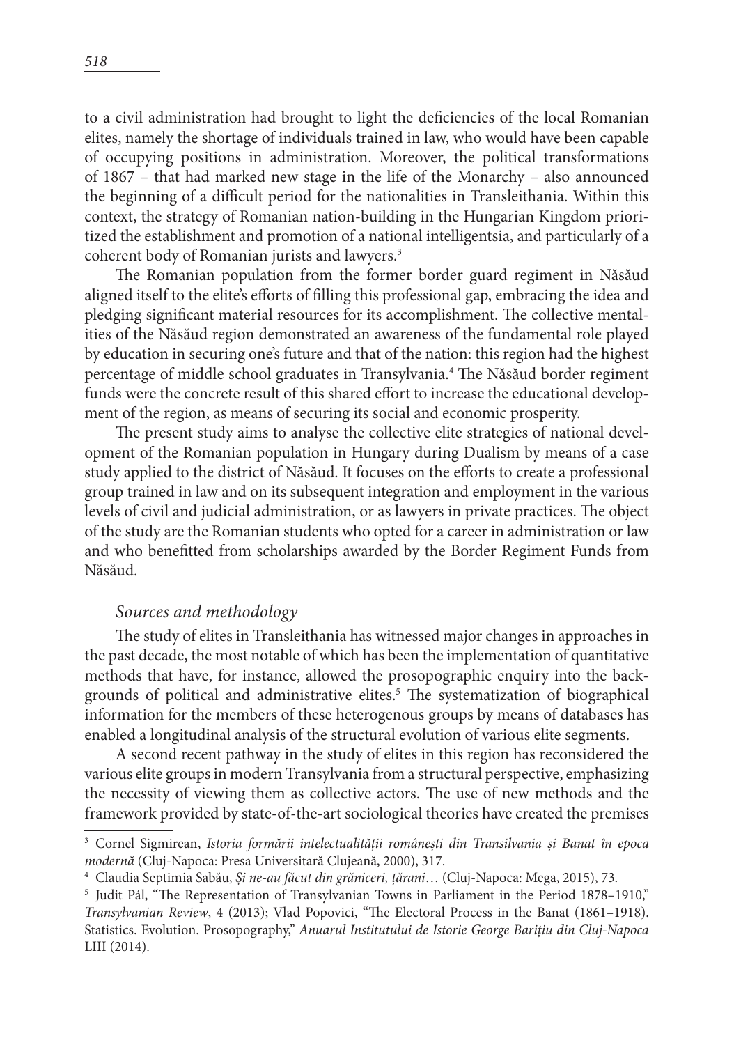to a civil administration had brought to light the deficiencies of the local Romanian elites, namely the shortage of individuals trained in law, who would have been capable of occupying positions in administration. Moreover, the political transformations of 1867 – that had marked new stage in the life of the Monarchy – also announced the beginning of a difficult period for the nationalities in Transleithania. Within this context, the strategy of Romanian nation-building in the Hungarian Kingdom prioritized the establishment and promotion of a national intelligentsia, and particularly of a coherent body of Romanian jurists and lawyers.[3]

The Romanian population from the former border guard regiment in Năsăud aligned itself to the elite's efforts of filling this professional gap, embracing the idea and pledging significant material resources for its accomplishment. The collective mentalities of the Năsăud region demonstrated an awareness of the fundamental role played by education in securing one's future and that of the nation: this region had the highest percentage of middle school graduates in Transylvania.[4] The Năsăud border regiment funds were the concrete result of this shared effort to increase the educational development of the region, as means of securing its social and economic prosperity.

The present study aims to analyse the collective elite strategies of national development of the Romanian population in Hungary during Dualism by means of a case study applied to the district of Năsăud. It focuses on the efforts to create a professional group trained in law and on its subsequent integration and employment in the various levels of civil and judicial administration, or as lawyers in private practices. The object of the study are the Romanian students who opted for a career in administration or law and who benefitted from scholarships awarded by the Border Regiment Funds from Năsăud.

### *Sources and methodology*

The study of elites in Transleithania has witnessed major changes in approaches in the past decade, the most notable of which has been the implementation of quantitative methods that have, for instance, allowed the prosopographic enquiry into the backgrounds of political and administrative elites.[5] The systematization of biographical information for the members of these heterogenous groups by means of databases has enabled a longitudinal analysis of the structural evolution of various elite segments.

A second recent pathway in the study of elites in this region has reconsidered the various elite groups in modern Transylvania from a structural perspective, emphasizing the necessity of viewing them as collective actors. The use of new methods and the framework provided by state-of-the-art sociological theories have created the premises

---

[3] Cornel Sigmirean, *Istoria formării intelectualității românești din Transilvania și Banat în epoca modernă* (Cluj-Napoca: Presa Universitară Clujeană, 2000), 317.

[4] Claudia Septimia Sabău, *Și ne-au făcut din grăniceri, țărani*… (Cluj-Napoca: Mega, 2015), 73.

[5] Judit Pál, "The Representation of Transylvanian Towns in Parliament in the Period 1878–1910," *Transylvanian Review*, 4 (2013); Vlad Popovici, "The Electoral Process in the Banat (1861–1918). Statistics. Evolution. Prosopography," *Anuarul Institutului de Istorie George Barițiu din Cluj-Napoca* LIII (2014).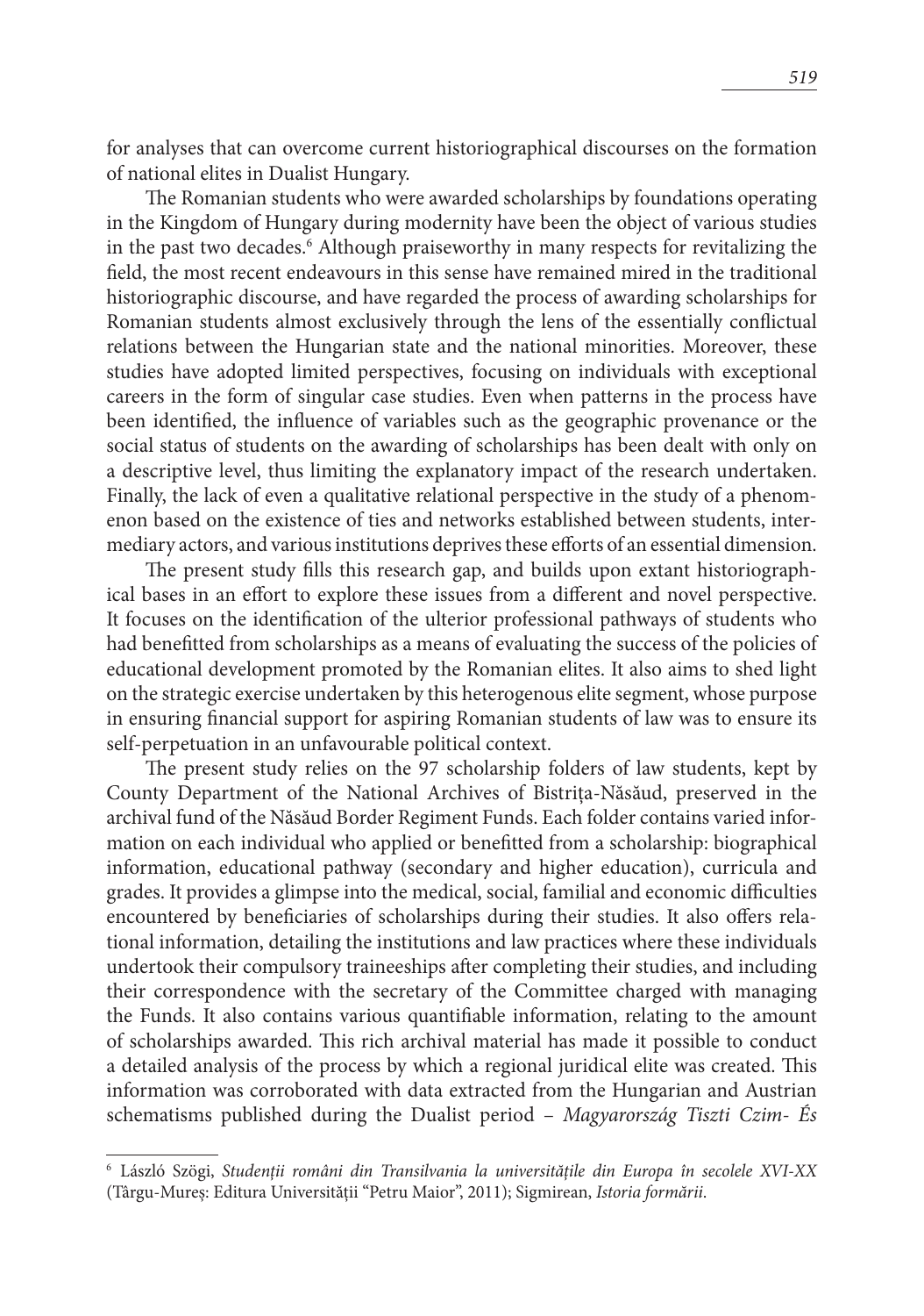for analyses that can overcome current historiographical discourses on the formation of national elites in Dualist Hungary.

The Romanian students who were awarded scholarships by foundations operating in the Kingdom of Hungary during modernity have been the object of various studies in the past two decades.[6] Although praiseworthy in many respects for revitalizing the field, the most recent endeavours in this sense have remained mired in the traditional historiographic discourse, and have regarded the process of awarding scholarships for Romanian students almost exclusively through the lens of the essentially conflictual relations between the Hungarian state and the national minorities. Moreover, these studies have adopted limited perspectives, focusing on individuals with exceptional careers in the form of singular case studies. Even when patterns in the process have been identified, the influence of variables such as the geographic provenance or the social status of students on the awarding of scholarships has been dealt with only on a descriptive level, thus limiting the explanatory impact of the research undertaken. Finally, the lack of even a qualitative relational perspective in the study of a phenomenon based on the existence of ties and networks established between students, intermediary actors, and various institutions deprives these efforts of an essential dimension.

The present study fills this research gap, and builds upon extant historiographical bases in an effort to explore these issues from a different and novel perspective. It focuses on the identification of the ulterior professional pathways of students who had benefitted from scholarships as a means of evaluating the success of the policies of educational development promoted by the Romanian elites. It also aims to shed light on the strategic exercise undertaken by this heterogenous elite segment, whose purpose in ensuring financial support for aspiring Romanian students of law was to ensure its self-perpetuation in an unfavourable political context.

The present study relies on the 97 scholarship folders of law students, kept by County Department of the National Archives of Bistrița-Năsăud, preserved in the archival fund of the Năsăud Border Regiment Funds. Each folder contains varied information on each individual who applied or benefitted from a scholarship: biographical information, educational pathway (secondary and higher education), curricula and grades. It provides a glimpse into the medical, social, familial and economic difficulties encountered by beneficiaries of scholarships during their studies. It also offers relational information, detailing the institutions and law practices where these individuals undertook their compulsory traineeships after completing their studies, and including their correspondence with the secretary of the Committee charged with managing the Funds. It also contains various quantifiable information, relating to the amount of scholarships awarded. This rich archival material has made it possible to conduct a detailed analysis of the process by which a regional juridical elite was created. This information was corroborated with data extracted from the Hungarian and Austrian schematisms published during the Dualist period – *Magyarország Tiszti Czim- És*

---

[6] László Szögi, *Studenții români din Transilvania la universitățile din Europa în secolele XVI-XX* (Târgu-Mureș: Editura Universității "Petru Maior", 2011); Sigmirean, *Istoria formării*.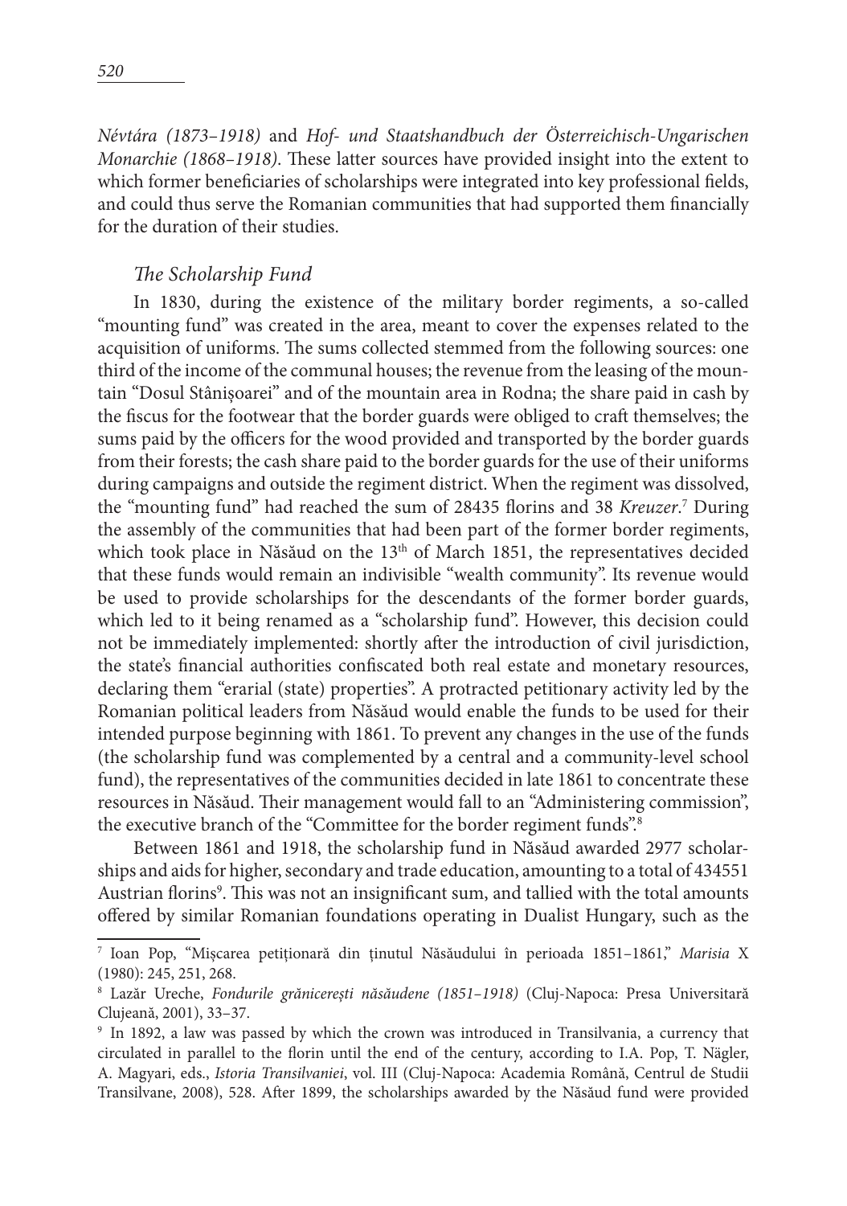*Névtára (1873–1918)* and *Hof- und Staatshandbuch der Österreichisch-Ungarischen Monarchie (1868–1918)*. These latter sources have provided insight into the extent to which former beneficiaries of scholarships were integrated into key professional fields, and could thus serve the Romanian communities that had supported them financially for the duration of their studies.

### *The Scholarship Fund*

In 1830, during the existence of the military border regiments, a so-called "mounting fund" was created in the area, meant to cover the expenses related to the acquisition of uniforms. The sums collected stemmed from the following sources: one third of the income of the communal houses; the revenue from the leasing of the mountain "Dosul Stânișoarei" and of the mountain area in Rodna; the share paid in cash by the fiscus for the footwear that the border guards were obliged to craft themselves; the sums paid by the officers for the wood provided and transported by the border guards from their forests; the cash share paid to the border guards for the use of their uniforms during campaigns and outside the regiment district. When the regiment was dissolved, the "mounting fund" had reached the sum of 28435 florins and 38 *Kreuzer*.[7] During the assembly of the communities that had been part of the former border regiments, which took place in Năsăud on the 13th of March 1851, the representatives decided that these funds would remain an indivisible "wealth community". Its revenue would be used to provide scholarships for the descendants of the former border guards, which led to it being renamed as a "scholarship fund". However, this decision could not be immediately implemented: shortly after the introduction of civil jurisdiction, the state's financial authorities confiscated both real estate and monetary resources, declaring them "erarial (state) properties". A protracted petitionary activity led by the Romanian political leaders from Năsăud would enable the funds to be used for their intended purpose beginning with 1861. To prevent any changes in the use of the funds (the scholarship fund was complemented by a central and a community-level school fund), the representatives of the communities decided in late 1861 to concentrate these resources in Năsăud. Their management would fall to an "Administering commission", the executive branch of the "Committee for the border regiment funds".[8]

Between 1861 and 1918, the scholarship fund in Năsăud awarded 2977 scholarships and aids for higher, secondary and trade education, amounting to a total of 434551 Austrian florins[9]. This was not an insignificant sum, and tallied with the total amounts offered by similar Romanian foundations operating in Dualist Hungary, such as the

---

[7] Ioan Pop, "Mișcarea petiționară din ținutul Năsăudului în perioada 1851–1861," *Marisia* X (1980): 245, 251, 268.

[8] Lazăr Ureche, *Fondurile grănicerești năsăudene (1851–1918)* (Cluj-Napoca: Presa Universitară Clujeană, 2001), 33–37.

[9] In 1892, a law was passed by which the crown was introduced in Transilvania, a currency that circulated in parallel to the florin until the end of the century, according to I.A. Pop, T. Nägler, A. Magyari, eds., *Istoria Transilvaniei*, vol. III (Cluj-Napoca: Academia Română, Centrul de Studii Transilvane, 2008), 528. After 1899, the scholarships awarded by the Năsăud fund were provided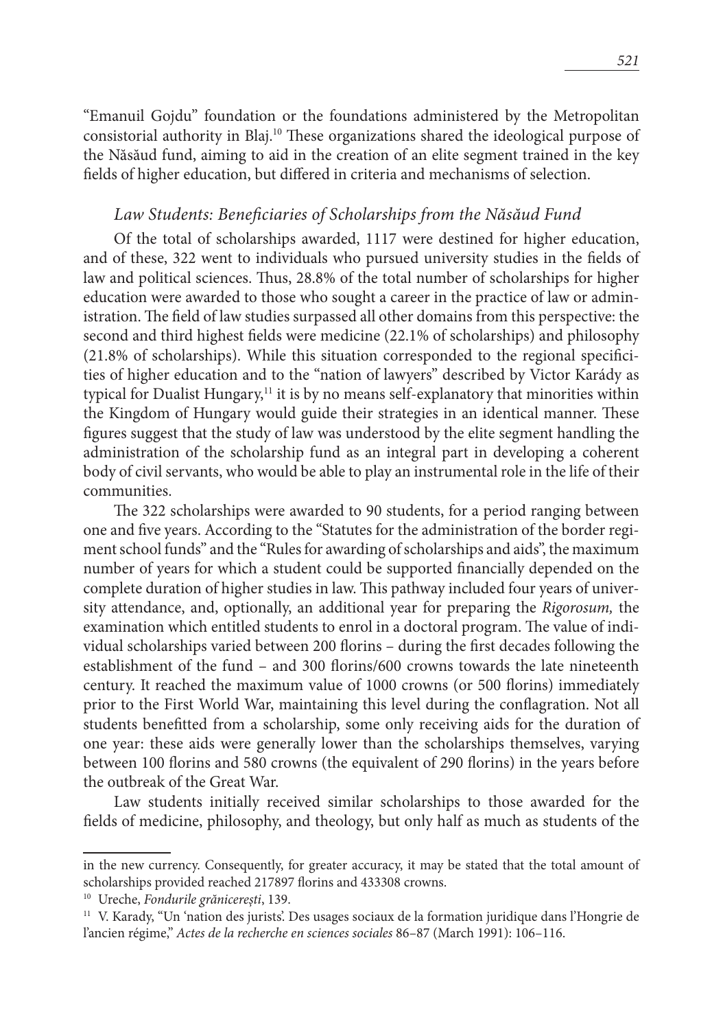"Emanuil Gojdu" foundation or the foundations administered by the Metropolitan consistorial authority in Blaj.[10] These organizations shared the ideological purpose of the Năsăud fund, aiming to aid in the creation of an elite segment trained in the key fields of higher education, but differed in criteria and mechanisms of selection.

### *Law Students: Beneficiaries of Scholarships from the Năsăud Fund*

Of the total of scholarships awarded, 1117 were destined for higher education, and of these, 322 went to individuals who pursued university studies in the fields of law and political sciences. Thus, 28.8% of the total number of scholarships for higher education were awarded to those who sought a career in the practice of law or administration. The field of law studies surpassed all other domains from this perspective: the second and third highest fields were medicine (22.1% of scholarships) and philosophy (21.8% of scholarships). While this situation corresponded to the regional specificities of higher education and to the "nation of lawyers" described by Victor Karády as typical for Dualist Hungary,[11] it is by no means self-explanatory that minorities within the Kingdom of Hungary would guide their strategies in an identical manner. These figures suggest that the study of law was understood by the elite segment handling the administration of the scholarship fund as an integral part in developing a coherent body of civil servants, who would be able to play an instrumental role in the life of their communities.

The 322 scholarships were awarded to 90 students, for a period ranging between one and five years. According to the "Statutes for the administration of the border regiment school funds" and the "Rules for awarding of scholarships and aids", the maximum number of years for which a student could be supported financially depended on the complete duration of higher studies in law. This pathway included four years of university attendance, and, optionally, an additional year for preparing the *Rigorosum,* the examination which entitled students to enrol in a doctoral program. The value of individual scholarships varied between 200 florins – during the first decades following the establishment of the fund – and 300 florins/600 crowns towards the late nineteenth century. It reached the maximum value of 1000 crowns (or 500 florins) immediately prior to the First World War, maintaining this level during the conflagration. Not all students benefitted from a scholarship, some only receiving aids for the duration of one year: these aids were generally lower than the scholarships themselves, varying between 100 florins and 580 crowns (the equivalent of 290 florins) in the years before the outbreak of the Great War.

Law students initially received similar scholarships to those awarded for the fields of medicine, philosophy, and theology, but only half as much as students of the

---

in the new currency. Consequently, for greater accuracy, it may be stated that the total amount of scholarships provided reached 217897 florins and 433308 crowns.

[10] Ureche, *Fondurile grănicerești*, 139.

[11] V. Karady, "Un 'nation des juristes'. Des usages sociaux de la formation juridique dans l'Hongrie de l'ancien régime," *Actes de la recherche en sciences sociales* 86–87 (March 1991): 106–116.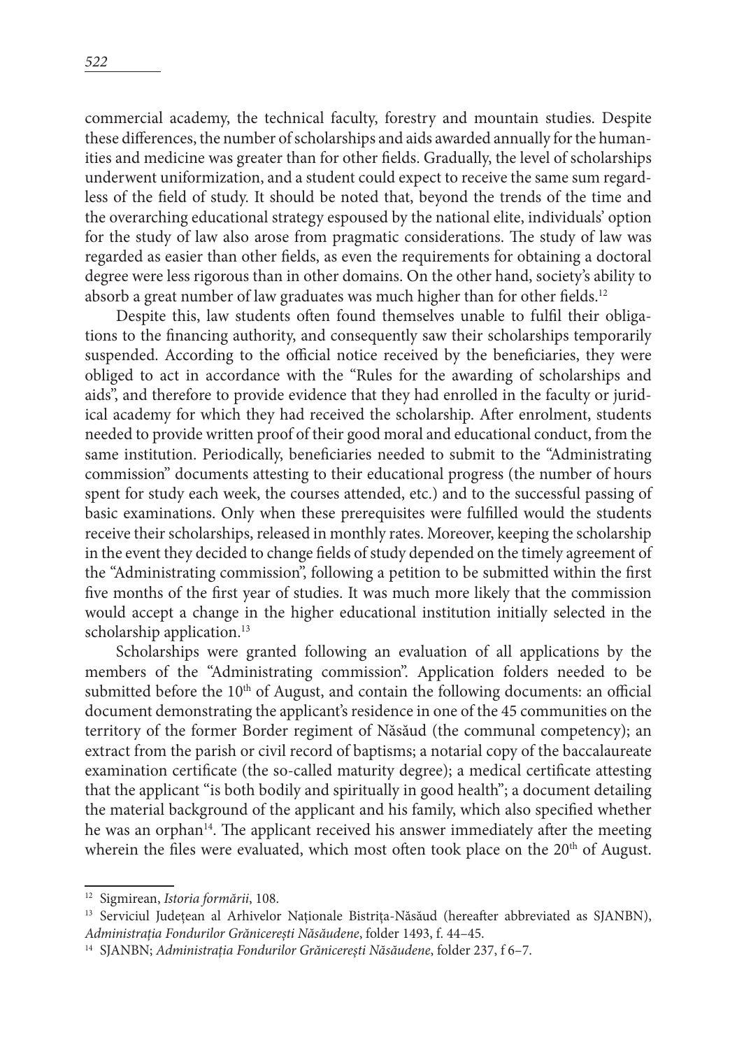commercial academy, the technical faculty, forestry and mountain studies. Despite these differences, the number of scholarships and aids awarded annually for the humanities and medicine was greater than for other fields. Gradually, the level of scholarships underwent uniformization, and a student could expect to receive the same sum regardless of the field of study. It should be noted that, beyond the trends of the time and the overarching educational strategy espoused by the national elite, individuals' option for the study of law also arose from pragmatic considerations. The study of law was regarded as easier than other fields, as even the requirements for obtaining a doctoral degree were less rigorous than in other domains. On the other hand, society's ability to absorb a great number of law graduates was much higher than for other fields.[12]

Despite this, law students often found themselves unable to fulfil their obligations to the financing authority, and consequently saw their scholarships temporarily suspended. According to the official notice received by the beneficiaries, they were obliged to act in accordance with the "Rules for the awarding of scholarships and aids", and therefore to provide evidence that they had enrolled in the faculty or juridical academy for which they had received the scholarship. After enrolment, students needed to provide written proof of their good moral and educational conduct, from the same institution. Periodically, beneficiaries needed to submit to the "Administrating commission" documents attesting to their educational progress (the number of hours spent for study each week, the courses attended, etc.) and to the successful passing of basic examinations. Only when these prerequisites were fulfilled would the students receive their scholarships, released in monthly rates. Moreover, keeping the scholarship in the event they decided to change fields of study depended on the timely agreement of the "Administrating commission", following a petition to be submitted within the first five months of the first year of studies. It was much more likely that the commission would accept a change in the higher educational institution initially selected in the scholarship application.[13]

Scholarships were granted following an evaluation of all applications by the members of the "Administrating commission". Application folders needed to be submitted before the 10th of August, and contain the following documents: an official document demonstrating the applicant's residence in one of the 45 communities on the territory of the former Border regiment of Năsăud (the communal competency); an extract from the parish or civil record of baptisms; notarial copy of the baccalaureate examination certificate (the so-called maturity degree); a medical certificate attesting that the applicant "is both bodily and spiritually in good health"; a document detailing the material background of the applicant and his family, which also specified whether he was an orphan[14]. The applicant received his answer immediately after the meeting wherein the files were evaluated, which most often took place on the 20th of August.

---

[12] Sigmirean, *Istoria formării*, 108.

[13] Serviciul Județean al Arhivelor Naționale Bistrița-Năsăud (hereafter abbreviated as SJANBN), *Administrația Fondurilor Grănicerești Năsăudene*, folder 1493, f. 44–45.

[14] SJANBN; *Administrația Fondurilor Grănicerești Năsăudene*, folder 237, f 6–7.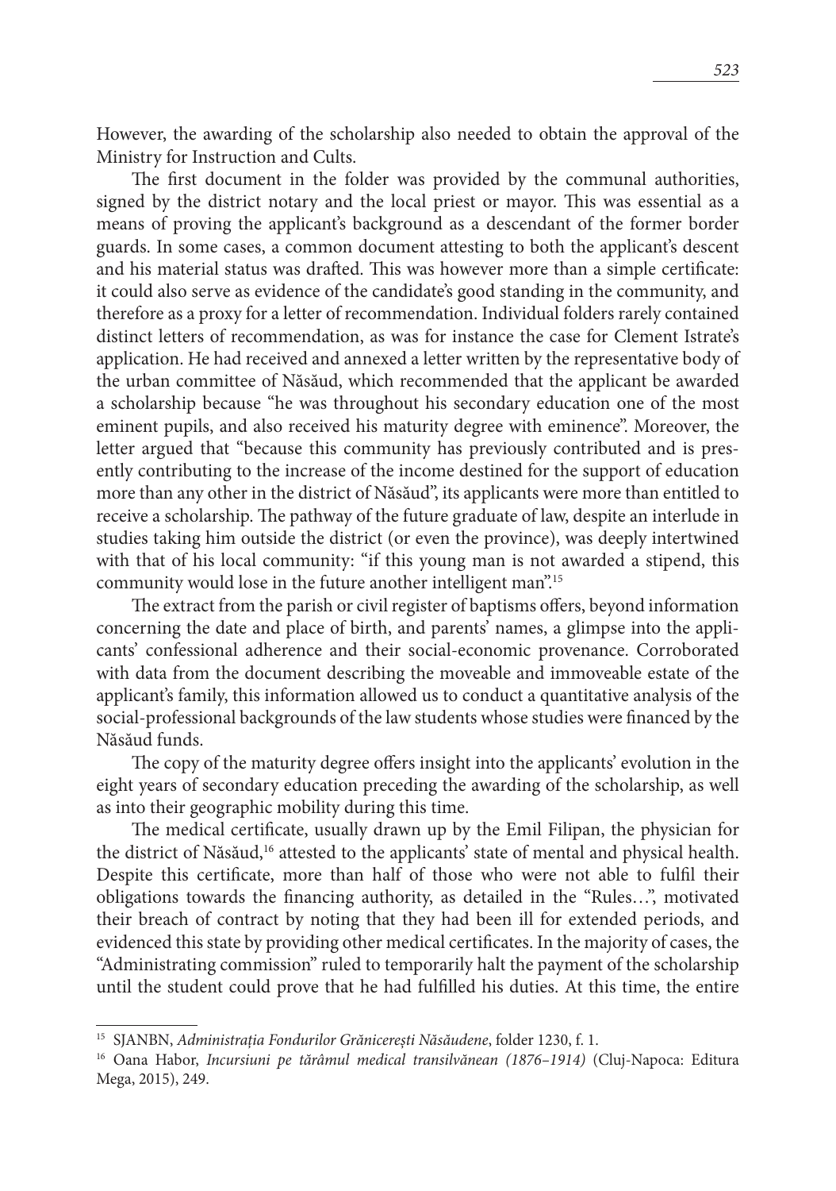However, the awarding of the scholarship also needed to obtain the approval of the Ministry for Instruction and Cults.

The first document in the folder was provided by the communal authorities, signed by the district notary and the local priest or mayor. This was essential as a means of proving the applicant's background as a descendant of the former border guards. In some cases, a common document attesting to both the applicant's descent and his material status was drafted. This was however more than a simple certificate: it could also serve as evidence of the candidate's good standing in the community, and therefore as a proxy for a letter of recommendation. Individual folders rarely contained distinct letters of recommendation, as was for instance the case for Clement Istrate's application. He had received and annexed a letter written by the representative body of the urban committee of Năsăud, which recommended that the applicant be awarded a scholarship because "he was throughout his secondary education one of the most eminent pupils, and also received his maturity degree with eminence". Moreover, the letter argued that "because this community has previously contributed and is presently contributing to the increase of the income destined for the support of education more than any other in the district of Năsăud", its applicants were more than entitled to receive a scholarship. The pathway of the future graduate of law, despite an interlude in studies taking him outside the district (or even the province), was deeply intertwined with that of his local community: "if this young man is not awarded a stipend, this community would lose in the future another intelligent man".[15]

The extract from the parish or civil register of baptisms offers, beyond information concerning the date and place of birth, and parents' names, a glimpse into the applicants' confessional adherence and their social-economic provenance. Corroborated with data from the document describing the moveable and immoveable estate of the applicant's family, this information allowed us to conduct a quantitative analysis of the social-professional backgrounds of the law students whose studies were financed by the Năsăud funds.

The copy of the maturity degree offers insight into the applicants' evolution in the eight years of secondary education preceding the awarding of the scholarship, as well as into their geographic mobility during this time.

The medical certificate, usually drawn up by the Emil Filipan, the physician for the district of Năsăud,[16] attested to the applicants' state of mental and physical health. Despite this certificate, more than half of those who were not able to fulfil their obligations towards the financing authority, as detailed in the "Rules…", motivated their breach of contract by noting that they had been ill for extended periods, and evidenced this state by providing other medical certificates. In the majority of cases, the "Administrating commission" ruled to temporarily halt the payment of the scholarship until the student could prove that he had fulfilled his duties. At this time, the entire

---

[15] SJANBN, *Administrația Fondurilor Grănicerești Năsăudene*, folder 1230, f. 1.

[16] Oana Habor, *Incursiuni pe tărâmul medical transilvănean (1876–1914)* (Cluj-Napoca: Editura Mega, 2015), 249.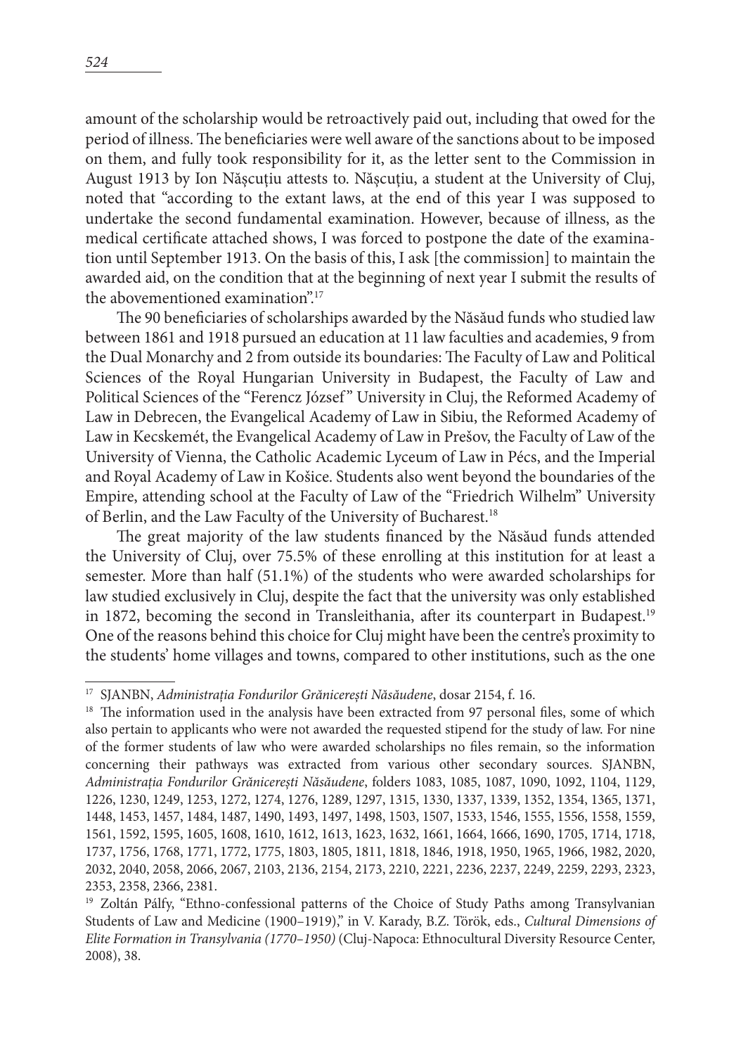amount of the scholarship would be retroactively paid out, including that owed for the period of illness. The beneficiaries were well aware of the sanctions about to be imposed on them, and fully took responsibility for it, as the letter sent to the Commission in August 1913 by Ion Năşcuţiu attests to. Năşcuţiu, a student at the University of Cluj, noted that "according to the extant laws, at the end of this year I was supposed to undertake the second fundamental examination. However, because of illness, as the medical certificate attached shows, I was forced to postpone the date of the examination until September 1913. On the basis of this, I ask [the commission] to maintain the awarded aid, on the condition that at the beginning of next year I submit the results of the abovementioned examination".[17]

The 90 beneficiaries of scholarships awarded by the Năsăud funds who studied law between 1861 and 1918 pursued an education at 11 law faculties and academies, 9 from the Dual Monarchy and 2 from outside its boundaries: The Faculty of Law and Political Sciences of the Royal Hungarian University in Budapest, the Faculty of Law and Political Sciences of the "Ferencz József" University in Cluj, the Reformed Academy of Law in Debrecen, the Evangelical Academy of Law in Sibiu, the Reformed Academy of Law in Kecskemét, the Evangelical Academy of Law in Prešov, the Faculty of Law of the University of Vienna, the Catholic Academic Lyceum of Law in Pécs, and the Imperial and Royal Academy of Law in Košice. Students also went beyond the boundaries of the Empire, attending school at the Faculty of Law of the "Friedrich Wilhelm" University of Berlin, and the Law Faculty of the University of Bucharest.[18]

The great majority of the law students financed by the Năsăud funds attended the University of Cluj, over 75.5% of these enrolling at this institution for at least a semester. More than half (51.1%) of the students who were awarded scholarships for law studied exclusively in Cluj, despite the fact that the university was only established in 1872, becoming the second in Transleithania, after its counterpart in Budapest.[19] One of the reasons behind this choice for Cluj might have been the centre's proximity to the students' home villages and towns, compared to other institutions, such as the one

---

[17] SJANBN, *Administraţia Fondurilor Grănicereşti Năsăudene*, dosar 2154, f. 16.

[18] The information used in the analysis have been extracted from 97 personal files, some of which also pertain to applicants who were not awarded the requested stipend for the study of law. For nine of the former students of law who were awarded scholarships no files remain, so the information concerning their pathways was extracted from various other secondary sources. SJANBN, *Administraţia Fondurilor Grănicereşti Năsăudene*, folders 1083, 1085, 1087, 1090, 1092, 1104, 1129, 1226, 1230, 1249, 1253, 1272, 1274, 1276, 1289, 1297, 1315, 1330, 1337, 1339, 1352, 1354, 1365, 1371, 1448, 1453, 1457, 1484, 1487, 1490, 1493, 1497, 1498, 1503, 1507, 1533, 1546, 1555, 1556, 1558, 1559, 1561, 1592, 1595, 1605, 1608, 1610, 1612, 1613, 1623, 1632, 1661, 1664, 1666, 1690, 1705, 1714, 1718, 1737, 1756, 1768, 1771, 1772, 1775, 1803, 1805, 1811, 1818, 1846, 1918, 1950, 1965, 1966, 1982, 2020, 2032, 2040, 2058, 2066, 2067, 2103, 2136, 2154, 2173, 2210, 2221, 2236, 2237, 2249, 2259, 2293, 2323, 2353, 2358, 2366, 2381.

[19] Zoltán Pálfy, "Ethno-confessional patterns of the Choice of Study Paths among Transylvanian Students of Law and Medicine (1900–1919)," in V. Karady, B.Z. Török, eds., *Cultural Dimensions of Elite Formation in Transylvania (1770–1950)* (Cluj-Napoca: Ethnocultural Diversity Resource Center, 2008), 38.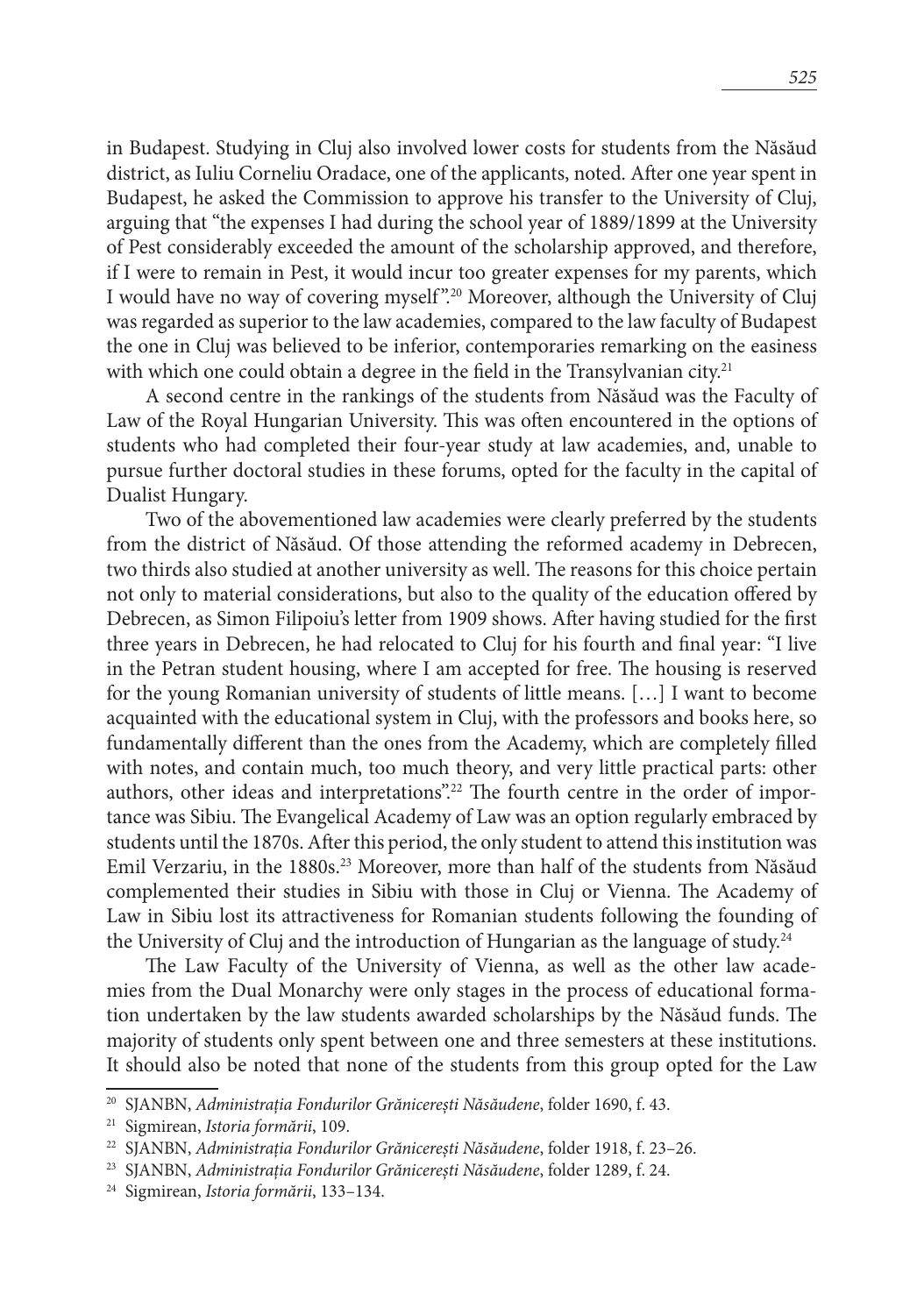in Budapest. Studying in Cluj also involved lower costs for students from the Năsăud district, as Iuliu Corneliu Oradace, one of the applicants, noted. After one year spent in Budapest, he asked the Commission to approve his transfer to the University of Cluj, arguing that "the expenses I had during the school year of 1889/1899 at the University of Pest considerably exceeded the amount of the scholarship approved, and therefore, if I were to remain in Pest, it would incur too greater expenses for my parents, which I would have no way of covering myself".[20] Moreover, although the University of Cluj was regarded as superior to the law academies, compared to the law faculty of Budapest the one in Cluj was believed to be inferior, contemporaries remarking on the easiness with which one could obtain a degree in the field in the Transylvanian city.[21]

A second centre in the rankings of the students from Năsăud was the Faculty of Law of the Royal Hungarian University. This was often encountered in the options of students who had completed their four-year study at law academies, and, unable to pursue further doctoral studies in these forums, opted for the faculty in the capital of Dualist Hungary.

Two of the abovementioned law academies were clearly preferred by the students from the district of Năsăud. Of those attending the reformed academy in Debrecen, two thirds also studied at another university as well. The reasons for this choice pertain not only to material considerations, but also to the quality of the education offered by Debrecen, as Simon Filipoiu's letter from 1909 shows. After having studied for the first three years in Debrecen, he had relocated to Cluj for his fourth and final year: "I live in the Petran student housing, where I am accepted for free. The housing is reserved for the young Romanian university of students of little means. […] I want to become acquainted with the educational system in Cluj, with the professors and books here, so fundamentally different than the ones from the Academy, which are completely filled with notes, and contain much, too much theory, and very little practical parts: other authors, other ideas and interpretations".[22] The fourth centre in the order of importance was Sibiu. The Evangelical Academy of Law was an option regularly embraced by students until the 1870s. After this period, the only student to attend this institution was Emil Verzariu, in the 1880s.[23] Moreover, more than half of the students from Năsăud complemented their studies in Sibiu with those in Cluj or Vienna. The Academy of Law in Sibiu lost its attractiveness for Romanian students following the founding of the University of Cluj and the introduction of Hungarian as the language of study.[24]

The Law Faculty of the University of Vienna, as well as the other law academies from the Dual Monarchy were only stages in the process of educational formation undertaken by the law students awarded scholarships by the Năsăud funds. The majority of students only spent between one and three semesters at these institutions. It should also be noted that none of the students from this group opted for the Law

---

[20] SJANBN, *Administrația Fondurilor Grănicerești Năsăudene*, folder 1690, f. 43.

[21] Sigmirean, *Istoria formării*, 109.

[22] SJANBN, *Administrația Fondurilor Grănicerești Năsăudene*, folder 1918, f. 23–26.

[23] SJANBN, *Administrația Fondurilor Grănicerești Năsăudene*, folder 1289, f. 24.

[24] Sigmirean, *Istoria formării*, 133–134.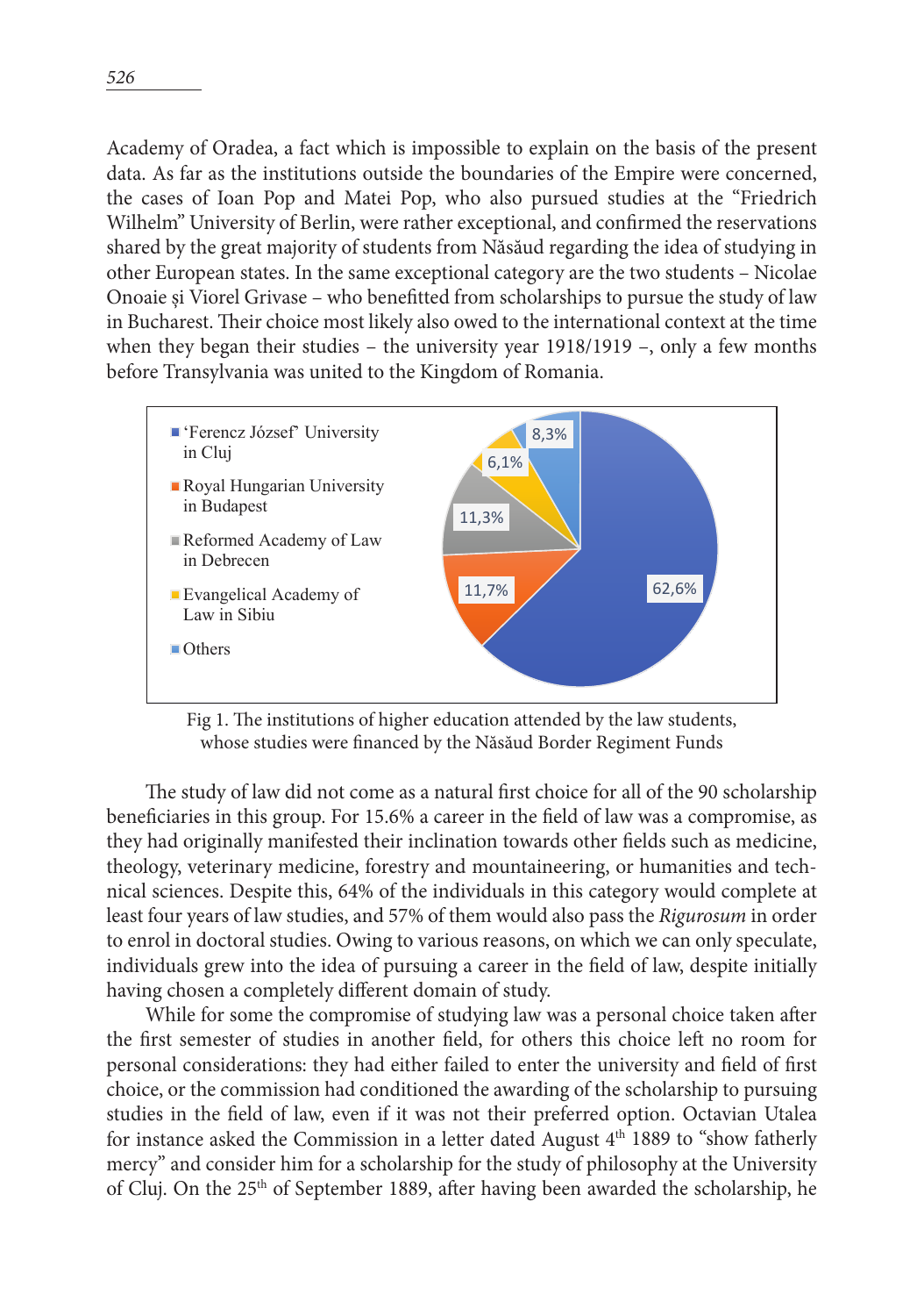Academy of Oradea, a fact which is impossible to explain on the basis of the present data. As far as the institutions outside the boundaries of the Empire were concerned, the cases of Ioan Pop and Matei Pop, who also pursued studies at the "Friedrich Wilhelm" University of Berlin, were rather exceptional, and confirmed the reservations shared by the great majority of students from Năsăud regarding the idea of studying in other European states. In the same exceptional category are the two students – Nicolae Onoaie și Viorel Grivase – who benefitted from scholarships to pursue the study of law in Bucharest. Their choice most likely also owed to the international context at the time when they began their studies – the university year 1918/1919 –, only a few months before Transylvania was united to the Kingdom of Romania.

| Institution | Share |
|---|---|
| 'Ferencz József' University in Cluj | 62,6% |
| Royal Hungarian University in Budapest | 11,7% |
| Reformed Academy of Law in Debrecen | 11,3% |
| Evangelical Academy of Law in Sibiu | 6,1% |
| Others | 8,3% |

Fig 1. The institutions of higher education attended by the law students, whose studies were financed by the Năsăud Border Regiment Funds

The study of law did not come as a natural first choice for all of the 90 scholarship beneficiaries in this group. For 15.6% a career in the field of law was a compromise, as they had originally manifested their inclination towards other fields such as medicine, theology, veterinary medicine, forestry and mountaineering, or humanities and technical sciences. Despite this, 64% of the individuals in this category would complete at least four years of law studies, and 57% of them would also pass the *Rigurosum* in order to enrol in doctoral studies. Owing to various reasons, on which we can only speculate, individuals grew into the idea of pursuing a career in the field of law, despite initially having chosen a completely different domain of study.

While for some the compromise of studying law was a personal choice taken after the first semester of studies in another field, for others this choice left no room for personal considerations: they had either failed to enter the university and field of first choice, or the commission had conditioned the awarding of the scholarship to pursuing studies in the field of law, even if it was not their preferred option. Octavian Utalea for instance asked the Commission in a letter dated August 4th 1889 to "show fatherly mercy" and consider him for a scholarship for the study of philosophy at the University of Cluj. On the 25th of September 1889, after having been awarded the scholarship, he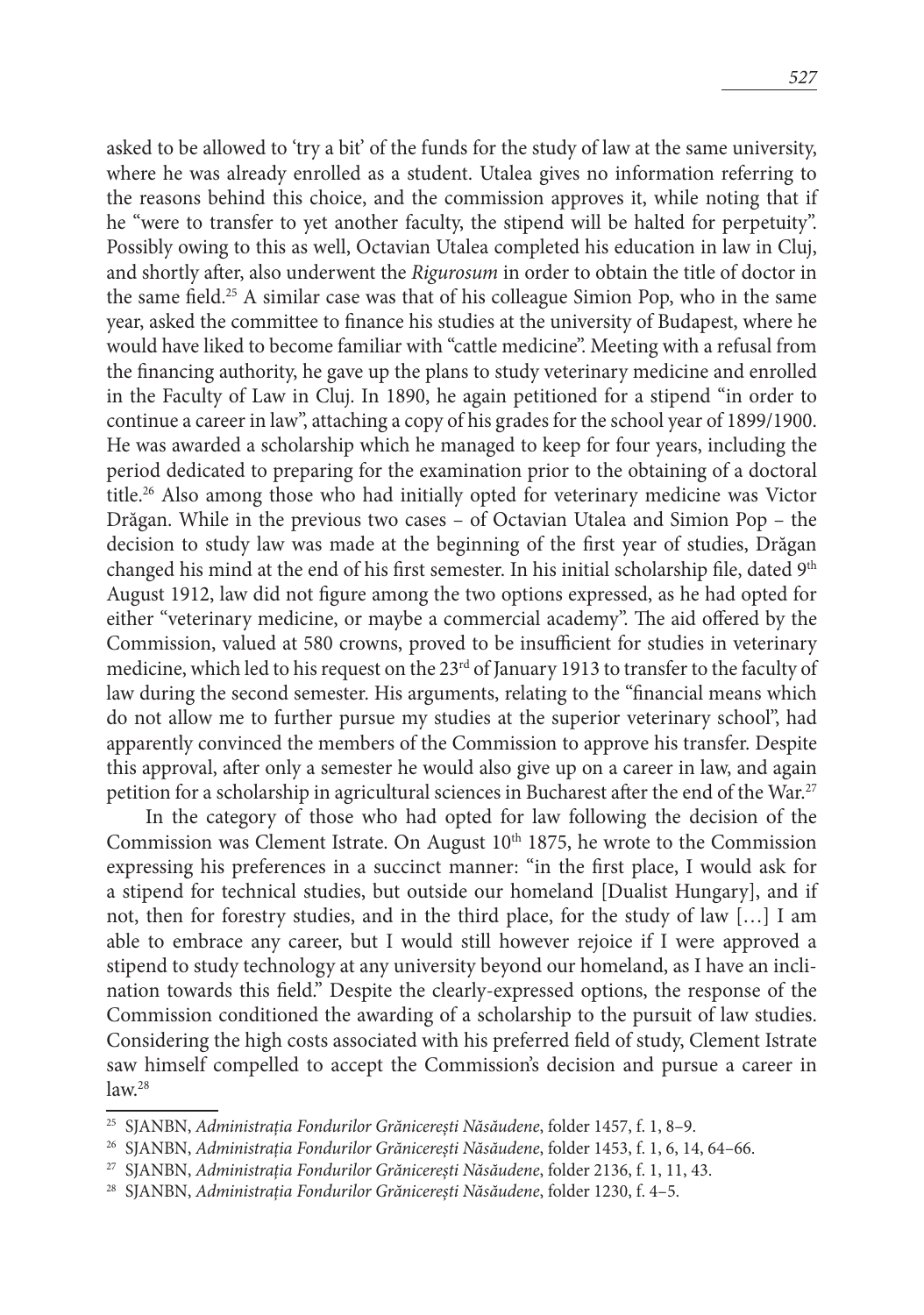asked to be allowed to 'try a bit' of the funds for the study of law at the same university, where he was already enrolled as a student. Utalea gives no information referring to the reasons behind this choice, and the commission approves it, while noting that if he "were to transfer to yet another faculty, the stipend will be halted for perpetuity". Possibly owing to this as well, Octavian Utalea completed his education in law in Cluj, and shortly after, also underwent the *Rigurosum* in order to obtain the title of doctor in the same field.[25] A similar case was that of his colleague Simion Pop, who in the same year, asked the committee to finance his studies at the university of Budapest, where he would have liked to become familiar with "cattle medicine". Meeting with a refusal from the financing authority, he gave up the plans to study veterinary medicine and enrolled in the Faculty of Law in Cluj. In 1890, he again petitioned for a stipend "in order to continue a career in law", attaching a copy of his grades for the school year of 1899/1900. He was awarded a scholarship which he managed to keep for four years, including the period dedicated to preparing for the examination prior to the obtaining of a doctoral title.[26] Also among those who had initially opted for veterinary medicine was Victor Drăgan. While in the previous two cases – of Octavian Utalea and Simion Pop – the decision to study law was made at the beginning of the first year of studies, Drăgan changed his mind at the end of his first semester. In his initial scholarship file, dated 9th August 1912, law did not figure among the two options expressed, as he had opted for either "veterinary medicine, or maybe a commercial academy". The aid offered by the Commission, valued at 580 crowns, proved to be insufficient for studies in veterinary medicine, which led to his request on the 23rd of January 1913 to transfer to the faculty of law during the second semester. His arguments, relating to the "financial means which do not allow me to further pursue my studies at the superior veterinary school", had apparently convinced the members of the Commission to approve his transfer. Despite this approval, after only a semester he would also give up on a career in law, and again petition for a scholarship in agricultural sciences in Bucharest after the end of the War.[27]

In the category of those who had opted for law following the decision of the Commission was Clement Istrate. On August 10th 1875, he wrote to the Commission expressing his preferences in a succinct manner: "in the first place, I would ask for a stipend for technical studies, but outside our homeland [Dualist Hungary], and if not, then for forestry studies, and in the third place, for the study of law […] I am able to embrace any career, but I would still however rejoice if I were approved a stipend to study technology at any university beyond our homeland, as I have an inclination towards this field." Despite the clearly-expressed options, the response of the Commission conditioned the awarding of a scholarship to the pursuit of law studies. Considering the high costs associated with his preferred field of study, Clement Istrate saw himself compelled to accept the Commission's decision and pursue a career in law.[28]

---

[25] SJANBN, *Administrația Fondurilor Grănicerești Năsăudene*, folder 1457, f. 1, 8–9.

[26] SJANBN, *Administrația Fondurilor Grănicerești Năsăudene*, folder 1453, f. 1, 6, 14, 64–66.

[27] SJANBN, *Administrația Fondurilor Grănicerești Năsăudene*, folder 2136, f. 1, 11, 43.

[28] SJANBN, *Administrația Fondurilor Grănicerești Năsăudene*, folder 1230, f. 4–5.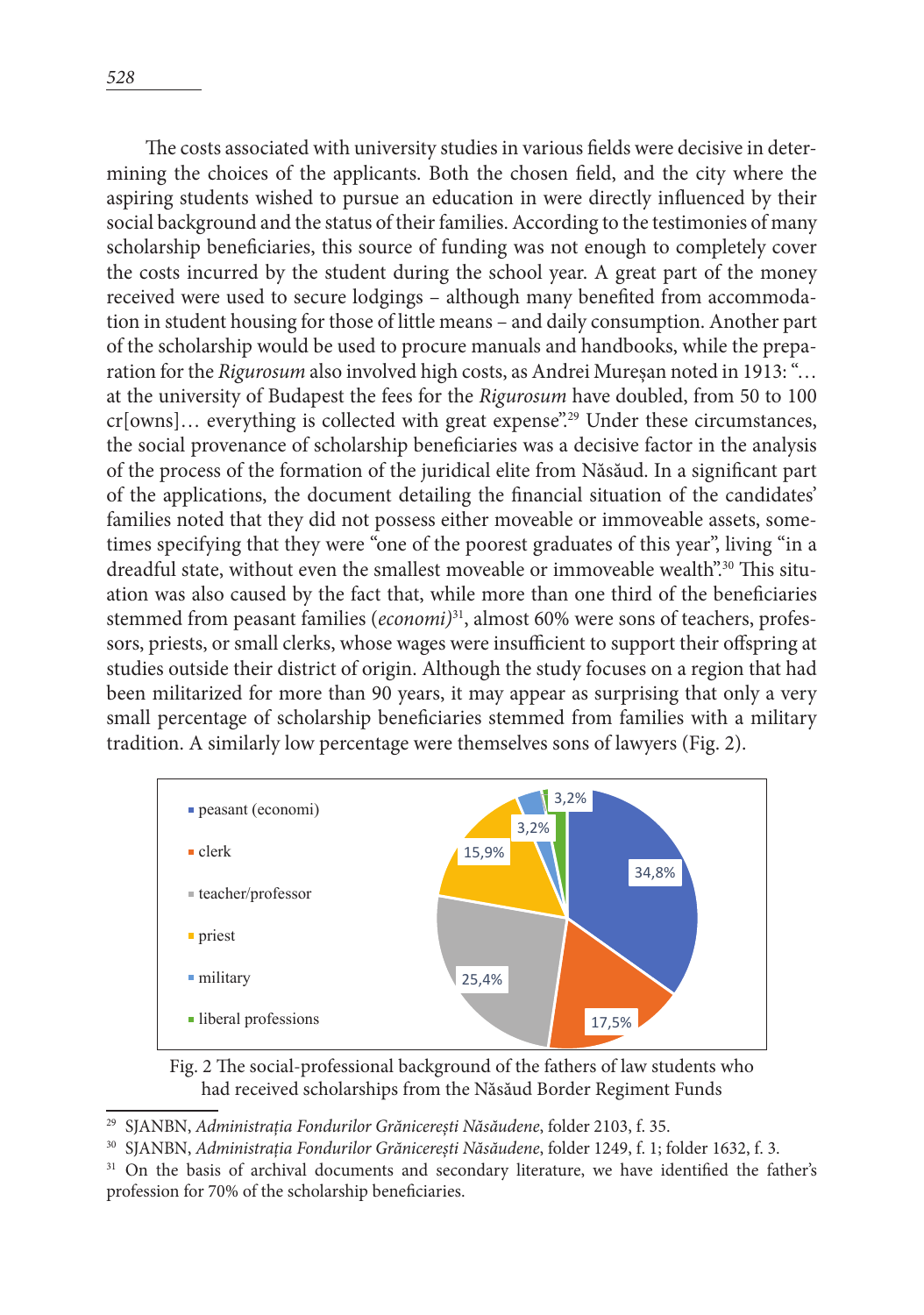The costs associated with university studies in various fields were decisive in determining the choices of the applicants. Both the chosen field, and the city where the aspiring students wished to pursue an education in were directly influenced by their social background and the status of their families. According to the testimonies of many scholarship beneficiaries, this source of funding was not enough to completely cover the costs incurred by the student during the school year. A great part of the money received were used to secure lodgings – although many benefited from accommodation in student housing for those of little means – and daily consumption. Another part of the scholarship would be used to procure manuals and handbooks, while the preparation for the *Rigurosum* also involved high costs, as Andrei Mureșan noted in 1913: "… at the university of Budapest the fees for the *Rigurosum* have doubled, from 50 to 100 cr[owns]… everything is collected with great expense".[29] Under these circumstances, the social provenance of scholarship beneficiaries was a decisive factor in the analysis of the process of the formation of the juridical elite from Năsăud. In a significant part of the applications, the document detailing the financial situation of the candidates' families noted that they did not possess either moveable or immoveable assets, sometimes specifying that they were "one of the poorest graduates of this year", living "in a dreadful state, without even the smallest moveable or immoveable wealth".[30] This situation was also caused by the fact that, while more than one third of the beneficiaries stemmed from peasant families (*economi)*[31], almost 60% were sons of teachers, professors, priests, or small clerks, whose wages were insufficient to support their offspring at studies outside their district of origin. Although the study focuses on a region that had been militarized for more than 90 years, it may appear as surprising that only a very small percentage of scholarship beneficiaries stemmed from families with a military tradition. A similarly low percentage were themselves sons of lawyers (Fig. 2).

| Category | Percentage |
|---|---|
| peasant (economi) | 34,8% |
| clerk | 17,5% |
| teacher/professor | 25,4% |
| priest | 15,9% |
| military | 3,2% |
| liberal professions | 3,2% |

Fig. 2 The social-professional background of the fathers of law students who had received scholarships from the Năsăud Border Regiment Funds

[29] SJANBN, *Administrația Fondurilor Grănicerești Năsăudene*, folder 2103, f. 35.

[30] SJANBN, *Administrația Fondurilor Grănicerești Năsăudene*, folder 1249, f. 1; folder 1632, f. 3.

[31] On the basis of archival documents and secondary literature, we have identified the father's profession for 70% of the scholarship beneficiaries.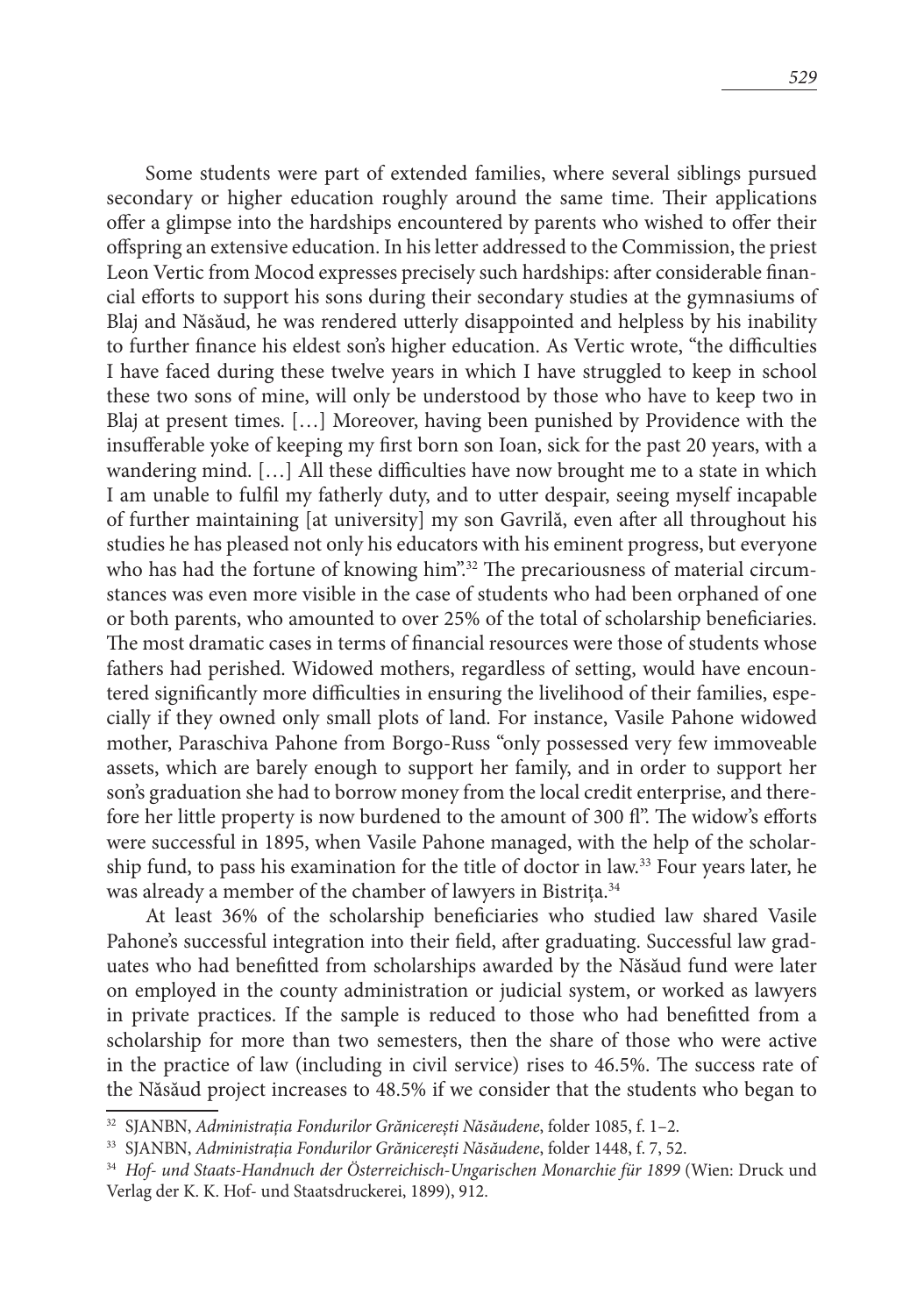Some students were part of extended families, where several siblings pursued secondary or higher education roughly around the same time. Their applications offer a glimpse into the hardships encountered by parents who wished to offer their offspring an extensive education. In his letter addressed to the Commission, the priest Leon Vertic from Mocod expresses precisely such hardships: after considerable financial efforts to support his sons during their secondary studies at the gymnasiums of Blaj and Năsăud, he was rendered utterly disappointed and helpless by his inability to further finance his eldest son's higher education. As Vertic wrote, "the difficulties I have faced during these twelve years in which I have struggled to keep in school these two sons of mine, will only be understood by those who have to keep two in Blaj at present times. […] Moreover, having been punished by Providence with the insufferable yoke of keeping my first born son Ioan, sick for the past 20 years, with a wandering mind. […] All these difficulties have now brought me to a state in which I am unable to fulfil my fatherly duty, and to utter despair, seeing myself incapable of further maintaining [at university] my son Gavrilă, even after all throughout his studies he has pleased not only his educators with his eminent progress, but everyone who has had the fortune of knowing him".[32] The precariousness of material circumstances was even more visible in the case of students who had been orphaned of one or both parents, who amounted to over 25% of the total of scholarship beneficiaries. The most dramatic cases in terms of financial resources were those of students whose fathers had perished. Widowed mothers, regardless of setting, would have encountered significantly more difficulties in ensuring the livelihood of their families, especially if they owned only small plots of land. For instance, Vasile Pahone widowed mother, Paraschiva Pahone from Borgo-Russ "only possessed very few immoveable assets, which are barely enough to support her family, and in order to support her son's graduation she had to borrow money from the local credit enterprise, and therefore her little property is now burdened to the amount of 300 fl". The widow's efforts were successful in 1895, when Vasile Pahone managed, with the help of the scholarship fund, to pass his examination for the title of doctor in law.[33] Four years later, he was already a member of the chamber of lawyers in Bistriţa.[34]

At least 36% of the scholarship beneficiaries who studied law shared Vasile Pahone's successful integration into their field, after graduating. Successful law graduates who had benefitted from scholarships awarded by the Năsăud fund were later on employed in the county administration or judicial system, or worked as lawyers in private practices. If the sample is reduced to those who had benefitted from a scholarship for more than two semesters, then the share of those who were active in the practice of law (including in civil service) rises to 46.5%. The success rate of the Năsăud project increases to 48.5% if we consider that the students who began to

---

[32] SJANBN, *Administrația Fondurilor Grănicerești Năsăudene*, folder 1085, f. 1–2.

[33] SJANBN, *Administrația Fondurilor Grănicerești Năsăudene*, folder 1448, f. 7, 52.

[34] *Hof- und Staats-Handnuch der Österreichisch-Ungarischen Monarchie für 1899* (Wien: Druck und Verlag der K. K. Hof- und Staatsdruckerei, 1899), 912.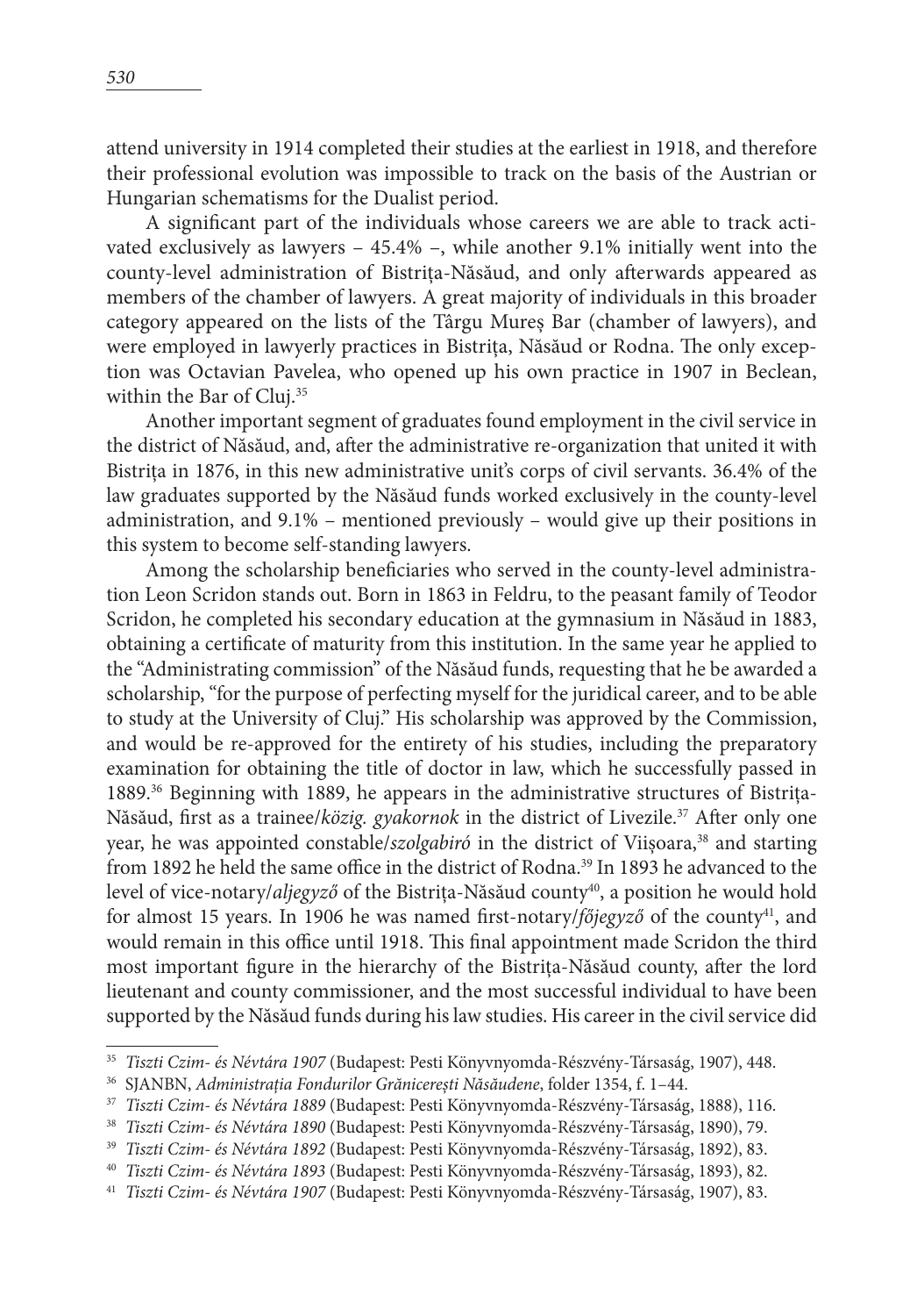attend university in 1914 completed their studies at the earliest in 1918, and therefore their professional evolution was impossible to track on the basis of the Austrian or Hungarian schematisms for the Dualist period.

A significant part of the individuals whose careers we are able to track activated exclusively as lawyers – 45.4% –, while another 9.1% initially went into the county-level administration of Bistrița-Năsăud, and only afterwards appeared as members of the chamber of lawyers. A great majority of individuals in this broader category appeared on the lists of the Târgu Mureș Bar (chamber of lawyers), and were employed in lawyerly practices in Bistrița, Năsăud or Rodna. The only exception was Octavian Pavelea, who opened up his own practice in 1907 in Beclean, within the Bar of Cluj.[35]

Another important segment of graduates found employment in the civil service in the district of Năsăud, and, after the administrative re-organization that united it with Bistrița in 1876, in this new administrative unit's corps of civil servants. 36.4% of the law graduates supported by the Năsăud funds worked exclusively in the county-level administration, and 9.1% – mentioned previously – would give up their positions in this system to become self-standing lawyers.

Among the scholarship beneficiaries who served in the county-level administration Leon Scridon stands out. Born in 1863 in Feldru, to the peasant family of Teodor Scridon, he completed his secondary education at the gymnasium in Năsăud in 1883, obtaining a certificate of maturity from this institution. In the same year he applied to the "Administrating commission" of the Năsăud funds, requesting that he be awarded a scholarship, "for the purpose of perfecting myself for the juridical career, and to be able to study at the University of Cluj." His scholarship was approved by the Commission, and would be re-approved for the entirety of his studies, including the preparatory examination for obtaining the title of doctor in law, which he successfully passed in 1889.[36] Beginning with 1889, he appears in the administrative structures of Bistrița-Năsăud, first as a trainee/*közig. gyakornok* in the district of Livezile.[37] After only one year, he was appointed constable/*szolgabiró* in the district of Viișoara,[38] and starting from 1892 he held the same office in the district of Rodna.[39] In 1893 he advanced to the level of vice-notary/*aljegyző* of the Bistrița-Năsăud county[40], a position he would hold for almost 15 years. In 1906 he was named first-notary/*főjegyző* of the county[41], and would remain in this office until 1918. This final appointment made Scridon the third most important figure in the hierarchy of the Bistrița-Năsăud county, after the lord lieutenant and county commissioner, and the most successful individual to have been supported by the Năsăud funds during his law studies. His career in the civil service did

---

[35] *Tiszti Czim- és Névtára 1907* (Budapest: Pesti Könyvnyomda-Részvény-Társaság, 1907), 448.

[36] SJANBN, *Administrația Fondurilor Grănicerești Năsăudene*, folder 1354, f. 1–44.

[37] *Tiszti Czim- és Névtára 1889* (Budapest: Pesti Könyvnyomda-Részvény-Társaság, 1888), 116.

[38] *Tiszti Czim- és Névtára 1890* (Budapest: Pesti Könyvnyomda-Részvény-Társaság, 1890), 79.

[39] *Tiszti Czim- és Névtára 1892* (Budapest: Pesti Könyvnyomda-Részvény-Társaság, 1892), 83.

[40] *Tiszti Czim- és Névtára 1893* (Budapest: Pesti Könyvnyomda-Részvény-Társaság, 1893), 82.

[41] *Tiszti Czim- és Névtára 1907* (Budapest: Pesti Könyvnyomda-Részvény-Társaság, 1907), 83.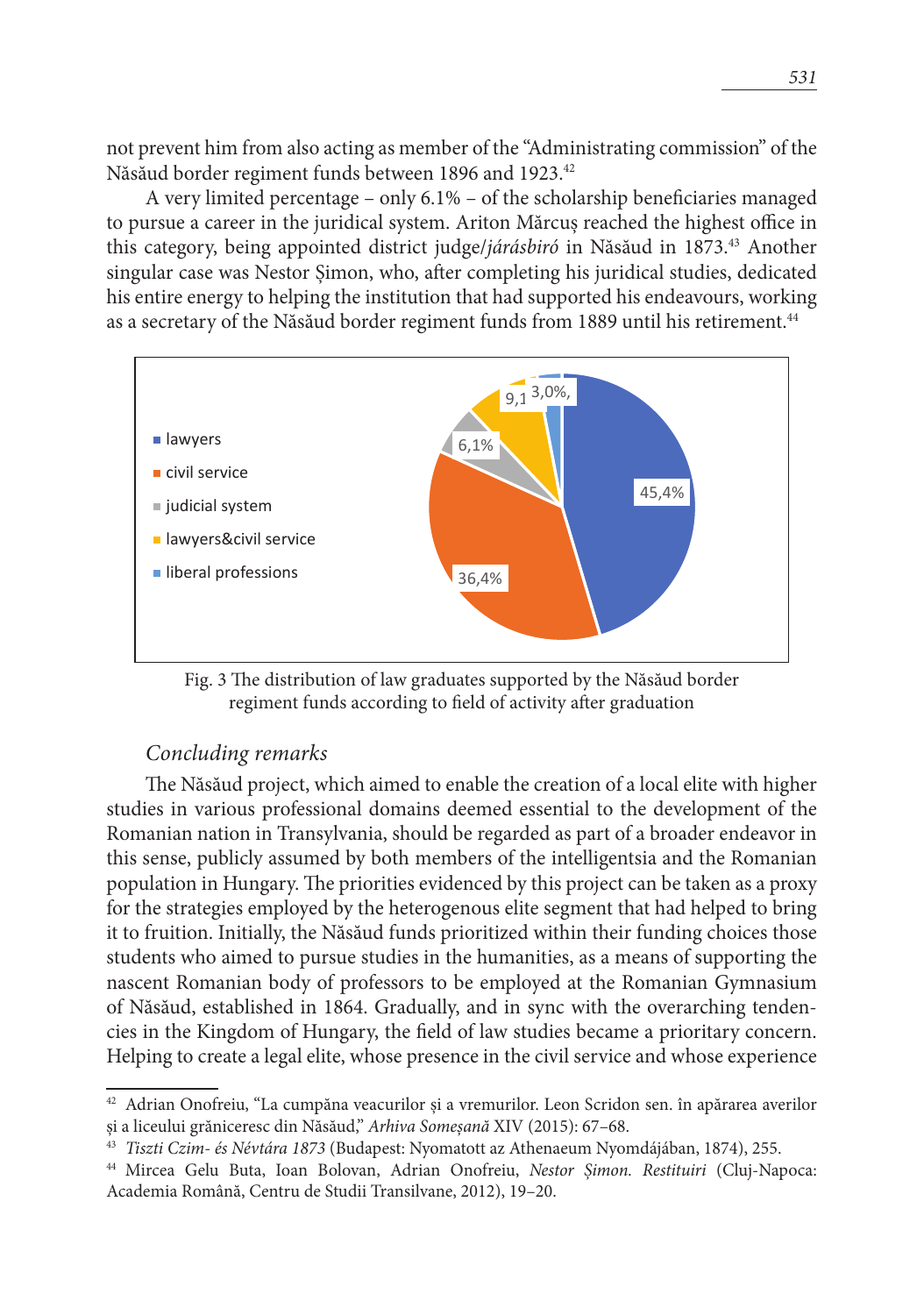not prevent him from also acting as member of the "Administrating commission" of the Năsăud border regiment funds between 1896 and 1923.[42]

A very limited percentage – only 6.1% – of the scholarship beneficiaries managed to pursue a career in the juridical system. Ariton Mărcuș reached the highest office in this category, being appointed district judge/*járásbiró* in Năsăud in 1873.[43] Another singular case was Nestor Șimon, who, after completing his juridical studies, dedicated his entire energy to helping the institution that had supported his endeavours, working as a secretary of the Năsăud border regiment funds from 1889 until his retirement.[44]

| Field of activity | Share |
|---|---|
| lawyers | 45,4% |
| civil service | 36,4% |
| judicial system | 6,1% |
| lawyers&civil service | 9,1 |
| liberal professions | 3,0%, |

Fig. 3 The distribution of law graduates supported by the Năsăud border regiment funds according to field of activity after graduation

### *Concluding remarks*

The Năsăud project, which aimed to enable the creation of a local elite with higher studies in various professional domains deemed essential to the development of the Romanian nation in Transylvania, should be regarded as part of a broader endeavor in this sense, publicly assumed by both members of the intelligentsia and the Romanian population in Hungary. The priorities evidenced by this project can be taken as a proxy for the strategies employed by the heterogenous elite segment that had helped to bring it to fruition. Initially, the Năsăud funds prioritized within their funding choices those students who aimed to pursue studies in the humanities, as a means of supporting the nascent Romanian body of professors to be employed at the Romanian Gymnasium of Năsăud, established in 1864. Gradually, and in sync with the overarching tendencies in the Kingdom of Hungary, the field of law studies became a prioritary concern. Helping to create a legal elite, whose presence in the civil service and whose experience

---

[42] Adrian Onofreiu, "La cumpăna veacurilor și a vremurilor. Leon Scridon sen. în apărarea averilor și a liceului grăniceresc din Năsăud," *Arhiva Someșană* XIV (2015): 67–68.

[43] *Tiszti Czim- és Névtára 1873* (Budapest: Nyomatott az Athenaeum Nyomdájában, 1874), 255.

[44] Mircea Gelu Buta, Ioan Bolovan, Adrian Onofreiu, *Nestor Șimon. Restituiri* (Cluj-Napoca: Academia Română, Centru de Studii Transilvane, 2012), 19–20.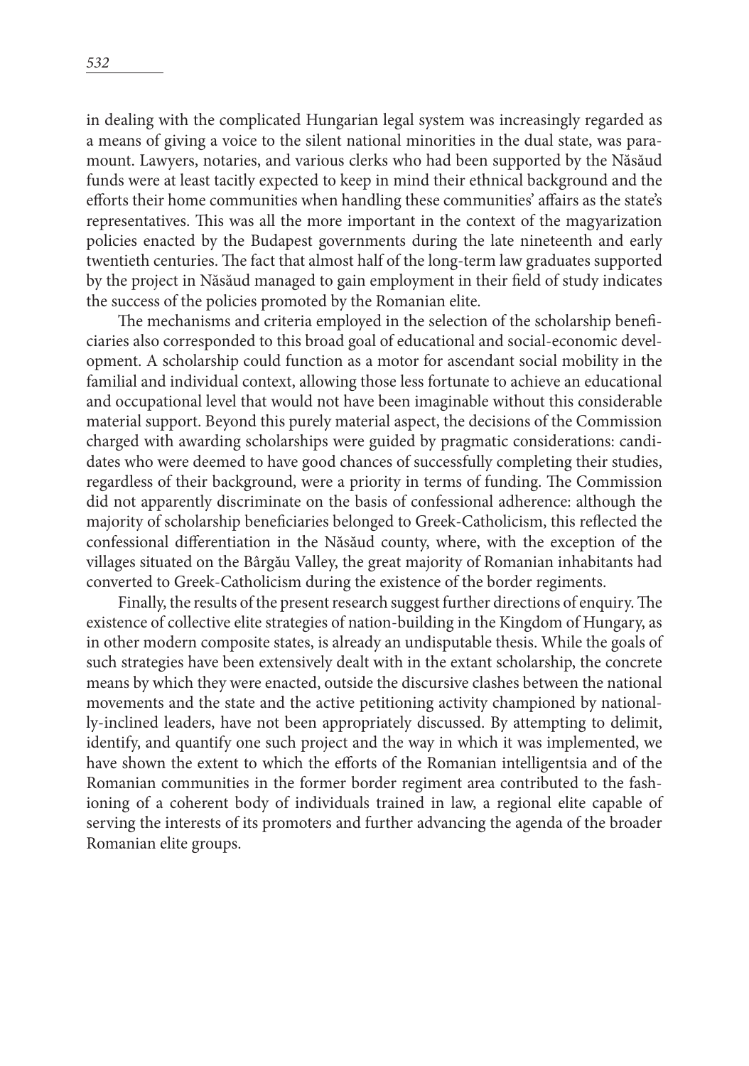in dealing with the complicated Hungarian legal system was increasingly regarded as a means of giving a voice to the silent national minorities in the dual state, was paramount. Lawyers, notaries, and various clerks who had been supported by the Năsăud funds were at least tacitly expected to keep in mind their ethnical background and the efforts their home communities when handling these communities' affairs as the state's representatives. This was all the more important in the context of the magyarization policies enacted by the Budapest governments during the late nineteenth and early twentieth centuries. The fact that almost half of the long-term law graduates supported by the project in Năsăud managed to gain employment in their field of study indicates the success of the policies promoted by the Romanian elite.

The mechanisms and criteria employed in the selection of the scholarship beneficiaries also corresponded to this broad goal of educational and social-economic development. A scholarship could function as a motor for ascendant social mobility in the familial and individual context, allowing those less fortunate to achieve an educational and occupational level that would not have been imaginable without this considerable material support. Beyond this purely material aspect, the decisions of the Commission charged with awarding scholarships were guided by pragmatic considerations: candidates who were deemed to have good chances of successfully completing their studies, regardless of their background, were a priority in terms of funding. The Commission did not apparently discriminate on the basis of confessional adherence: although the majority of scholarship beneficiaries belonged to Greek-Catholicism, this reflected the confessional differentiation in the Năsăud county, where, with the exception of the villages situated on the Bârgău Valley, the great majority of Romanian inhabitants had converted to Greek-Catholicism during the existence of the border regiments.

Finally, the results of the present research suggest further directions of enquiry. The existence of collective elite strategies of nation-building in the Kingdom of Hungary, as in other modern composite states, is already an undisputable thesis. While the goals of such strategies have been extensively dealt with in the extant scholarship, the concrete means by which they were enacted, outside the discursive clashes between the national movements and the state and the active petitioning activity championed by nationally-inclined leaders, have not been appropriately discussed. By attempting to delimit, identify, and quantify one such project and the way in which it was implemented, we have shown the extent to which the efforts of the Romanian intelligentsia and of the Romanian communities in the former border regiment area contributed to the fashioning of a coherent body of individuals trained in law, a regional elite capable of serving the interests of its promoters and further advancing the agenda of the broader Romanian elite groups.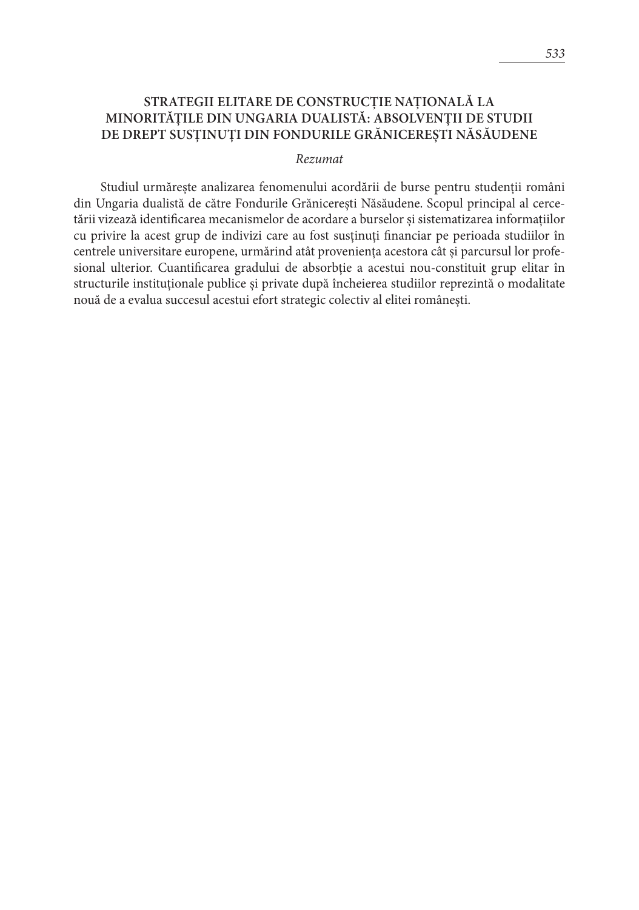## STRATEGII ELITARE DE CONSTRUCȚIE NAȚIONALĂ LA MINORITĂȚILE DIN UNGARIA DUALISTĂ: ABSOLVENȚII DE STUDII DE DREPT SUSȚINUȚI DIN FONDURILE GRĂNICEREȘTI NĂSĂUDENE

*Rezumat*

Studiul urmărește analizarea fenomenului acordării de burse pentru studenții români din Ungaria dualistă de către Fondurile Grănicerești Năsăudene. Scopul principal al cercetării vizează identificarea mecanismelor de acordare a burselor și sistematizarea informațiilor cu privire la acest grup de indivizi care au fost susținuți financiar pe perioada studiilor în centrele universitare europene, urmărind atât proveniența acestora cât și parcursul lor profesional ulterior. Cuantificarea gradului de absorbție a acestui nou-constituit grup elitar în structurile instituționale publice și private după încheierea studiilor reprezintă o modalitate nouă de a evalua succesul acestui efort strategic colectiv al elitei românești.